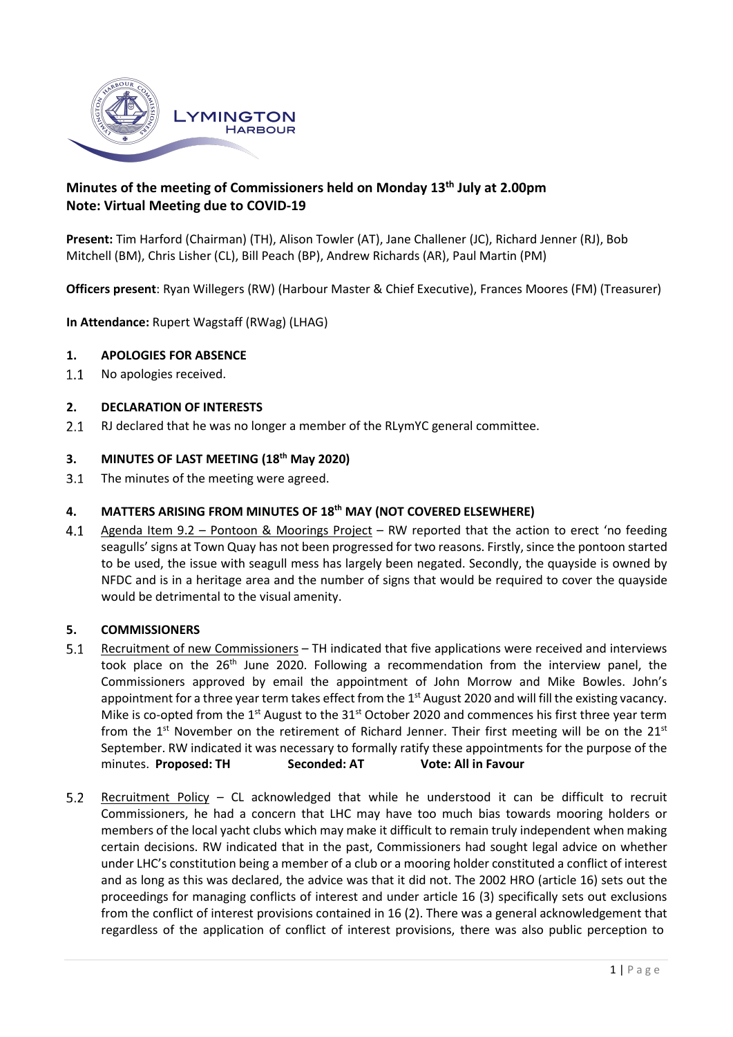LYMINGTON HARBOUR

# Minutes of the meeting of Commissioners held on Monday 13th July at 2.00pm
## Note: Virtual Meeting due to COVID-19

**Present:** Tim Harford (Chairman) (TH), Alison Towler (AT), Jane Challener (JC), Richard Jenner (RJ), Bob Mitchell (BM), Chris Lisher (CL), Bill Peach (BP), Andrew Richards (AR), Paul Martin (PM)

**Officers present**: Ryan Willegers (RW) (Harbour Master & Chief Executive), Frances Moores (FM) (Treasurer)

**In Attendance:** Rupert Wagstaff (RWag) (LHAG)

### 1. APOLOGIES FOR ABSENCE

1.1 No apologies received.

### 2. DECLARATION OF INTERESTS

2.1 RJ declared that he was no longer a member of the RLymYC general committee.

### 3. MINUTES OF LAST MEETING (18th May 2020)

3.1 The minutes of the meeting were agreed.

### 4. MATTERS ARISING FROM MINUTES OF 18th MAY (NOT COVERED ELSEWHERE)

4.1 Agenda Item 9.2 – Pontoon & Moorings Project – RW reported that the action to erect 'no feeding seagulls' signs at Town Quay has not been progressed for two reasons. Firstly, since the pontoon started to be used, the issue with seagull mess has largely been negated. Secondly, the quayside is owned by NFDC and is in a heritage area and the number of signs that would be required to cover the quayside would be detrimental to the visual amenity.

### 5. COMMISSIONERS

5.1 Recruitment of new Commissioners – TH indicated that five applications were received and interviews took place on the 26th June 2020. Following a recommendation from the interview panel, the Commissioners approved by email the appointment of John Morrow and Mike Bowles. John's appointment for a three year term takes effect from the 1st August 2020 and will fill the existing vacancy. Mike is co-opted from the 1st August to the 31st October 2020 and commences his first three year term from the 1st November on the retirement of Richard Jenner. Their first meeting will be on the 21st September. RW indicated it was necessary to formally ratify these appointments for the purpose of the minutes. **Proposed: TH** **Seconded: AT** **Vote: All in Favour**

5.2 Recruitment Policy – CL acknowledged that while he understood it can be difficult to recruit Commissioners, he had a concern that LHC may have too much bias towards mooring holders or members of the local yacht clubs which may make it difficult to remain truly independent when making certain decisions. RW indicated that in the past, Commissioners had sought legal advice on whether under LHC's constitution being a member of a club or a mooring holder constituted a conflict of interest and as long as this was declared, the advice was that it did not. The 2002 HRO (article 16) sets out the proceedings for managing conflicts of interest and under article 16 (3) specifically sets out exclusions from the conflict of interest provisions contained in 16 (2). There was a general acknowledgement that regardless of the application of conflict of interest provisions, there was also public perception to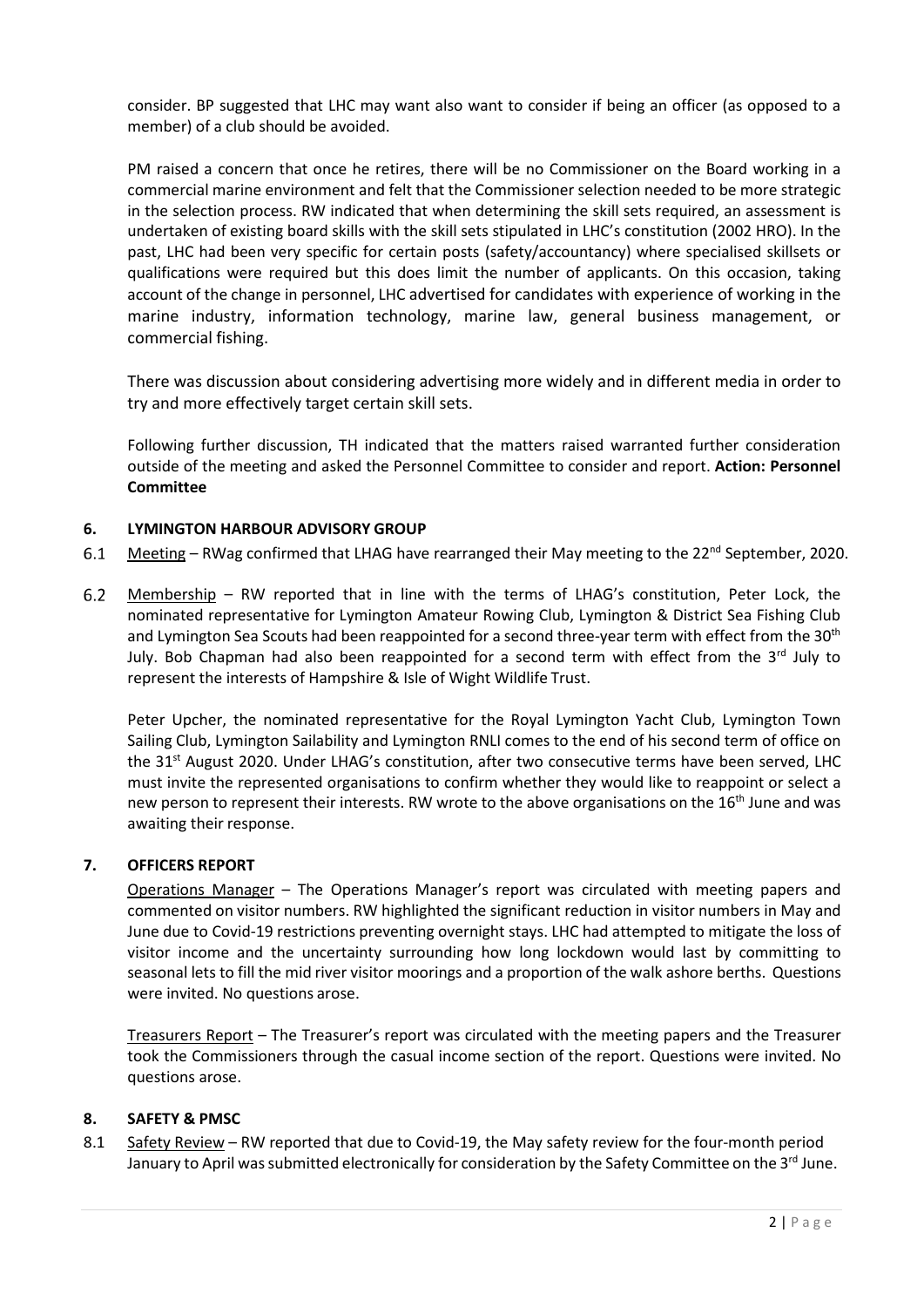consider. BP suggested that LHC may want also want to consider if being an officer (as opposed to a member) of a club should be avoided.

PM raised a concern that once he retires, there will be no Commissioner on the Board working in a commercial marine environment and felt that the Commissioner selection needed to be more strategic in the selection process. RW indicated that when determining the skill sets required, an assessment is undertaken of existing board skills with the skill sets stipulated in LHC's constitution (2002 HRO). In the past, LHC had been very specific for certain posts (safety/accountancy) where specialised skillsets or qualifications were required but this does limit the number of applicants. On this occasion, taking account of the change in personnel, LHC advertised for candidates with experience of working in the marine industry, information technology, marine law, general business management, or commercial fishing.

There was discussion about considering advertising more widely and in different media in order to try and more effectively target certain skill sets.

Following further discussion, TH indicated that the matters raised warranted further consideration outside of the meeting and asked the Personnel Committee to consider and report. **Action: Personnel Committee**

## 6. LYMINGTON HARBOUR ADVISORY GROUP

6.1 Meeting – RWag confirmed that LHAG have rearranged their May meeting to the 22nd September, 2020.

6.2 Membership – RW reported that in line with the terms of LHAG's constitution, Peter Lock, the nominated representative for Lymington Amateur Rowing Club, Lymington & District Sea Fishing Club and Lymington Sea Scouts had been reappointed for a second three-year term with effect from the 30th July. Bob Chapman had also been reappointed for a second term with effect from the 3rd July to represent the interests of Hampshire & Isle of Wight Wildlife Trust.

Peter Upcher, the nominated representative for the Royal Lymington Yacht Club, Lymington Town Sailing Club, Lymington Sailability and Lymington RNLI comes to the end of his second term of office on the 31st August 2020. Under LHAG's constitution, after two consecutive terms have been served, LHC must invite the represented organisations to confirm whether they would like to reappoint or select a new person to represent their interests. RW wrote to the above organisations on the 16th June and was awaiting their response.

## 7. OFFICERS REPORT

Operations Manager – The Operations Manager's report was circulated with meeting papers and commented on visitor numbers. RW highlighted the significant reduction in visitor numbers in May and June due to Covid-19 restrictions preventing overnight stays. LHC had attempted to mitigate the loss of visitor income and the uncertainty surrounding how long lockdown would last by committing to seasonal lets to fill the mid river visitor moorings and a proportion of the walk ashore berths. Questions were invited. No questions arose.

Treasurers Report – The Treasurer's report was circulated with the meeting papers and the Treasurer took the Commissioners through the casual income section of the report. Questions were invited. No questions arose.

## 8. SAFETY & PMSC

8.1 Safety Review – RW reported that due to Covid-19, the May safety review for the four-month period January to April was submitted electronically for consideration by the Safety Committee on the 3rd June.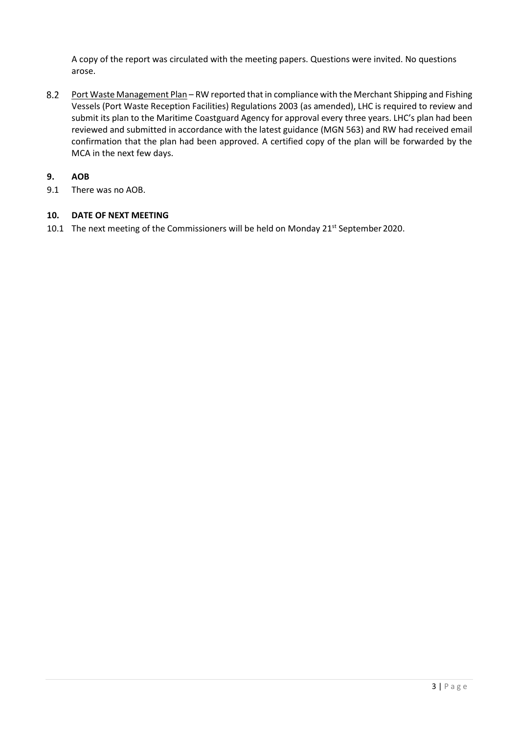A copy of the report was circulated with the meeting papers. Questions were invited. No questions arose.

8.2 Port Waste Management Plan – RW reported that in compliance with the Merchant Shipping and Fishing Vessels (Port Waste Reception Facilities) Regulations 2003 (as amended), LHC is required to review and submit its plan to the Maritime Coastguard Agency for approval every three years. LHC's plan had been reviewed and submitted in accordance with the latest guidance (MGN 563) and RW had received email confirmation that the plan had been approved. A certified copy of the plan will be forwarded by the MCA in the next few days.

**9. AOB**

9.1 There was no AOB.

**10. DATE OF NEXT MEETING**

10.1 The next meeting of the Commissioners will be held on Monday 21st September 2020.